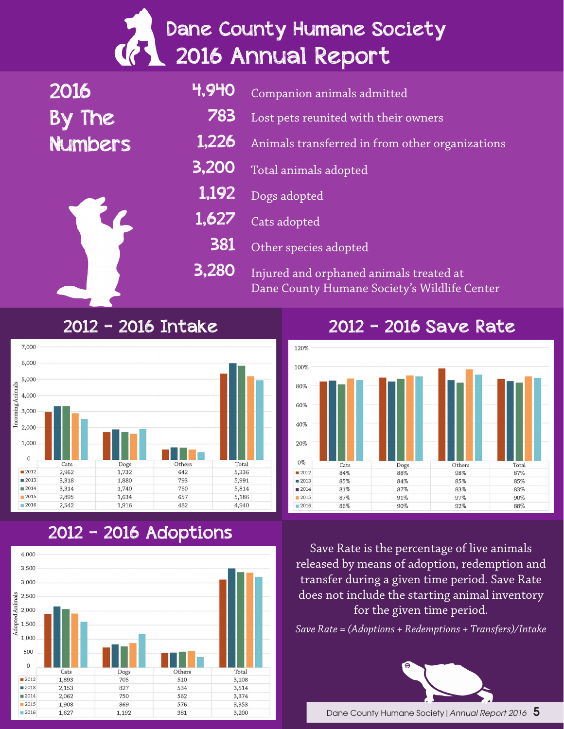# Dane County Humane Society 2016 Annual Report

## 2016 By The Numbers

| | |
|---|---|
| 4,940 | Companion animals admitted |
| 783 | Lost pets reunited with their owners |
| 1,226 | Animals transferred in from other organizations |
| 3,200 | Total animals adopted |
| 1,192 | Dogs adopted |
| 1,627 | Cats adopted |
| 381 | Other species adopted |
| 3,280 | Injured and orphaned animals treated at Dane County Humane Society's Wildlife Center |

## 2012 - 2016 Intake

| | Cats | Dogs | Others | Total |
|---|---|---|---|---|
| 2012 | 2,962 | 1,732 | 642 | 5,336 |
| 2013 | 3,318 | 1,880 | 793 | 5,991 |
| 2014 | 3,314 | 1,740 | 760 | 5,814 |
| 2015 | 2,895 | 1,634 | 657 | 5,186 |
| 2016 | 2,542 | 1,916 | 482 | 4,940 |

## 2012 - 2016 Save Rate

| | Cats | Dogs | Others | Total |
|---|---|---|---|---|
| 2012 | 84% | 88% | 98% | 87% |
| 2013 | 85% | 84% | 85% | 85% |
| 2014 | 81% | 87% | 83% | 83% |
| 2015 | 87% | 91% | 97% | 90% |
| 2016 | 86% | 90% | 92% | 88% |

## 2012 - 2016 Adoptions

| | Cats | Dogs | Others | Total |
|---|---|---|---|---|
| 2012 | 1,893 | 705 | 510 | 3,108 |
| 2013 | 2,153 | 827 | 534 | 3,514 |
| 2014 | 2,062 | 750 | 562 | 3,374 |
| 2015 | 1,908 | 869 | 576 | 3,353 |
| 2016 | 1,627 | 1,192 | 381 | 3,200 |

Save Rate is the percentage of live animals released by means of adoption, redemption and transfer during a given time period. Save Rate does not include the starting animal inventory for the given time period.

*Save Rate = (Adoptions + Redemptions + Transfers)/Intake*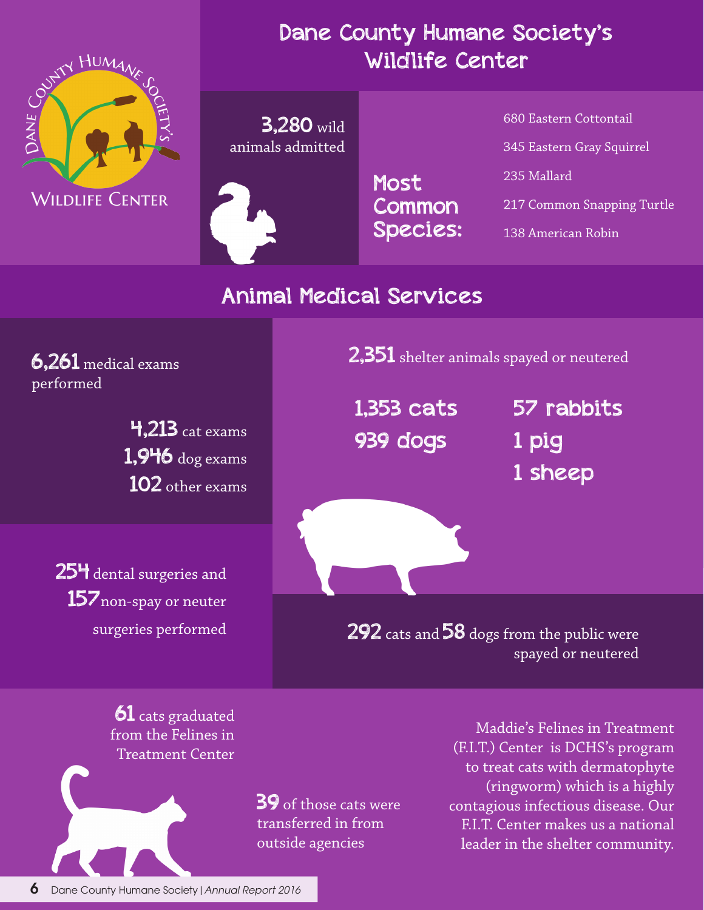# Dane County Humane Society's Wildlife Center

DANE COUNTY HUMANE SOCIETY'S WILDLIFE CENTER

**3,280** wild animals admitted

## Most Common Species:

- 680 Eastern Cottontail
- 345 Eastern Gray Squirrel
- 235 Mallard
- 217 Common Snapping Turtle
- 138 American Robin

# Animal Medical Services

**6,261** medical exams performed

**4,213** cat exams
**1,946** dog exams
**102** other exams

**2,351** shelter animals spayed or neutered

**1,353 cats**
**939 dogs**
**57 rabbits**
**1 pig**
**1 sheep**

**254** dental surgeries and **157** non-spay or neuter surgeries performed

**292** cats and **58** dogs from the public were spayed or neutered

**61** cats graduated from the Felines in Treatment Center

**39** of those cats were transferred in from outside agencies

Maddie's Felines in Treatment (F.I.T.) Center is DCHS's program to treat cats with dermatophyte (ringworm) which is a highly contagious infectious disease. Our F.I.T. Center makes us a national leader in the shelter community.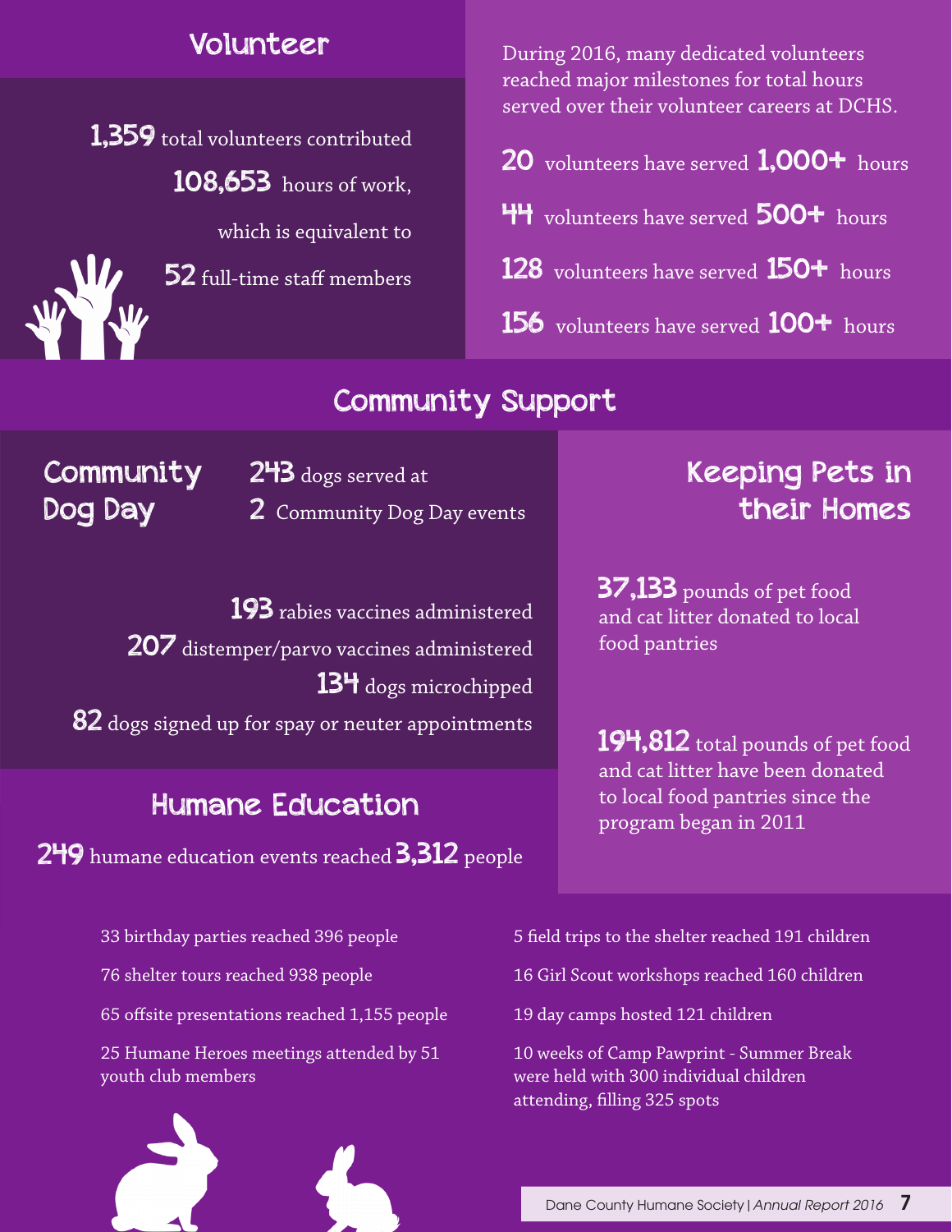## Volunteer

**1,359** total volunteers contributed **108,653** hours of work, which is equivalent to **52** full-time staff members

During 2016, many dedicated volunteers reached major milestones for total hours served over their volunteer careers at DCHS.

- **20** volunteers have served **1,000+** hours
- **44** volunteers have served **500+** hours
- **128** volunteers have served **150+** hours
- **156** volunteers have served **100+** hours

## Community Support

### Community Dog Day

**243** dogs served at **2** Community Dog Day events

- **193** rabies vaccines administered
- **207** distemper/parvo vaccines administered
- **134** dogs microchipped
- **82** dogs signed up for spay or neuter appointments

### Keeping Pets in their Homes

**37,133** pounds of pet food and cat litter donated to local food pantries

**194,812** total pounds of pet food and cat litter have been donated to local food pantries since the program began in 2011

### Humane Education

**249** humane education events reached **3,312** people

- 33 birthday parties reached 396 people
- 76 shelter tours reached 938 people
- 65 offsite presentations reached 1,155 people
- 25 Humane Heroes meetings attended by 51 youth club members
- 5 field trips to the shelter reached 191 children
- 16 Girl Scout workshops reached 160 children
- 19 day camps hosted 121 children
- 10 weeks of Camp Pawprint - Summer Break were held with 300 individual children attending, filling 325 spots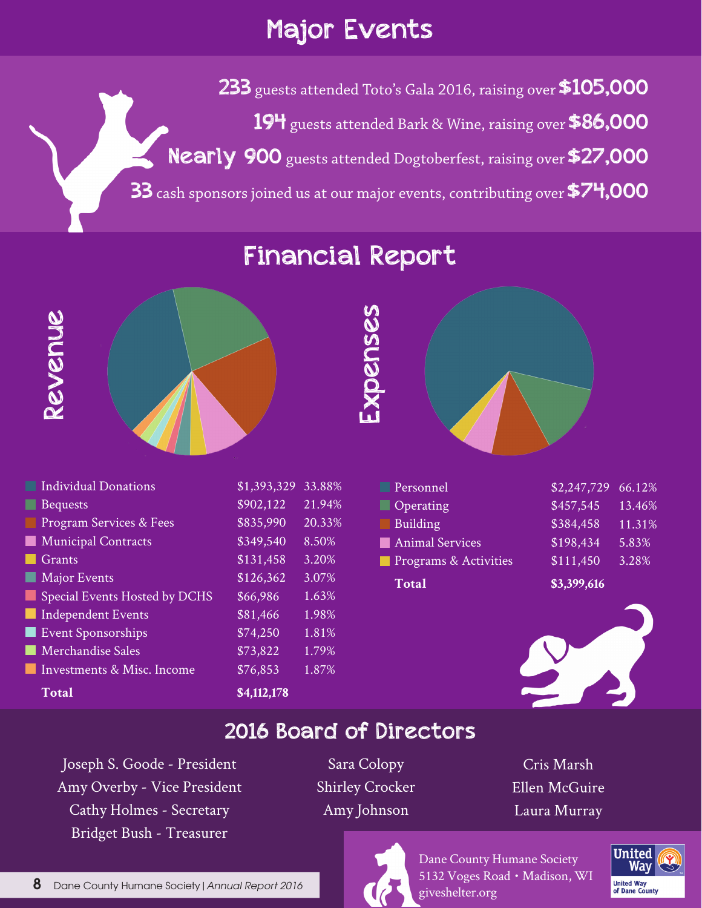# Major Events

**233** guests attended Toto's Gala 2016, raising over **$105,000**

**194** guests attended Bark & Wine, raising over **$86,000**

**Nearly 900** guests attended Dogtoberfest, raising over **$27,000**

**33** cash sponsors joined us at our major events, contributing over **$74,000**

# Financial Report

## Revenue

| | | |
|---|---|---|
| Individual Donations | $1,393,329 | 33.88% |
| Bequests | $902,122 | 21.94% |
| Program Services & Fees | $835,990 | 20.33% |
| Municipal Contracts | $349,540 | 8.50% |
| Grants | $131,458 | 3.20% |
| Major Events | $126,362 | 3.07% |
| Special Events Hosted by DCHS | $66,986 | 1.63% |
| Independent Events | $81,466 | 1.98% |
| Event Sponsorships | $74,250 | 1.81% |
| Merchandise Sales | $73,822 | 1.79% |
| Investments & Misc. Income | $76,853 | 1.87% |
| **Total** | **$4,112,178** | |

## Expenses

| | | |
|---|---|---|
| Personnel | $2,247,729 | 66.12% |
| Operating | $457,545 | 13.46% |
| Building | $384,458 | 11.31% |
| Animal Services | $198,434 | 5.83% |
| Programs & Activities | $111,450 | 3.28% |
| **Total** | **$3,399,616** | |

# 2016 Board of Directors

Joseph S. Goode - President
Amy Overby - Vice President
Cathy Holmes - Secretary
Bridget Bush - Treasurer

Sara Colopy
Shirley Crocker
Amy Johnson

Cris Marsh
Ellen McGuire
Laura Murray

Dane County Humane Society
5132 Voges Road • Madison, WI
giveshelter.org

United Way of Dane County